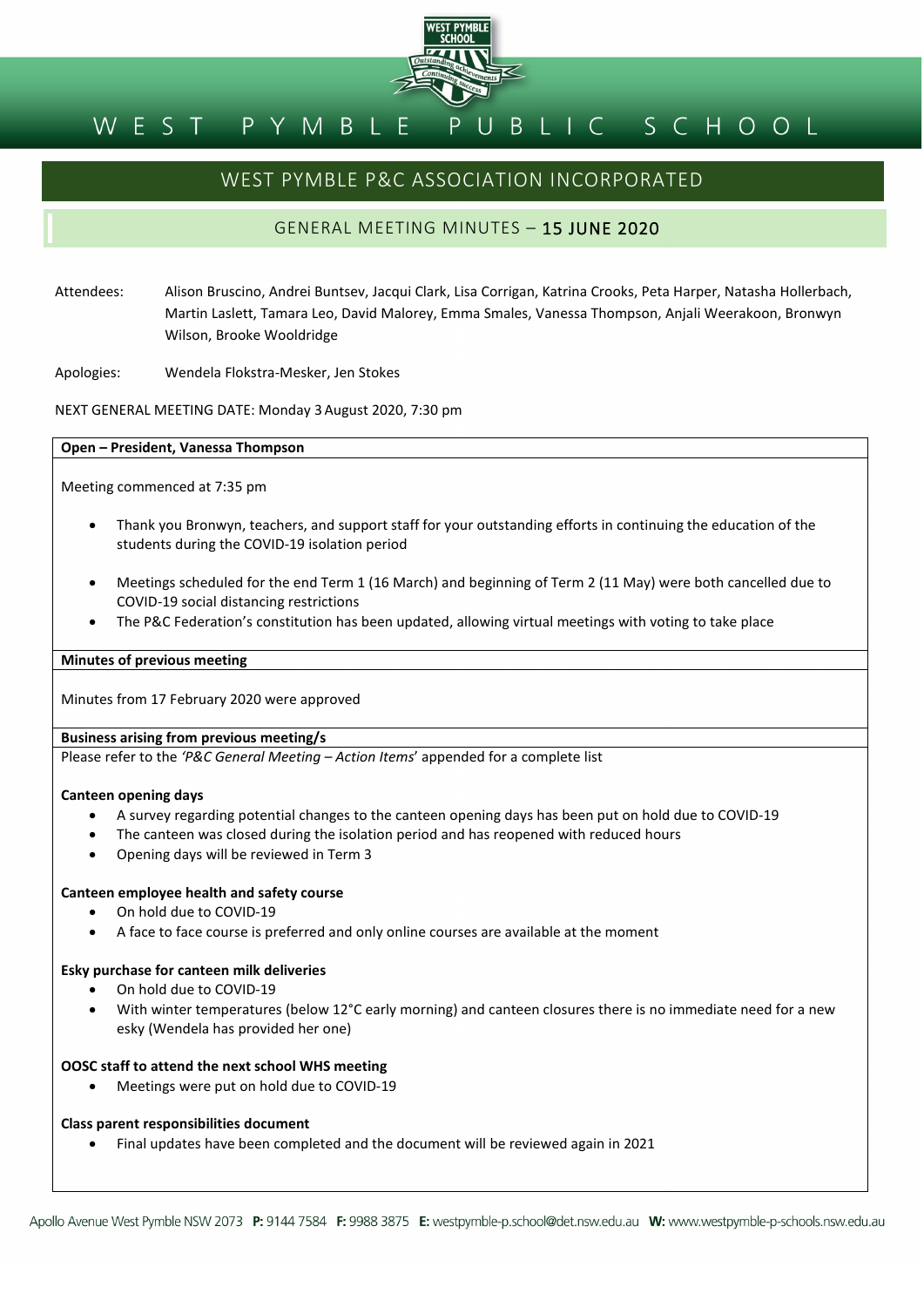# WEST PYMBLE PUBLIC SCHOOL

## WEST PYMBLE P&C ASSOCIATION INCORPORATED

### GENERAL MEETING MINUTES – 15 JUNE 2020

Attendees: Alison Bruscino, Andrei Buntsev, Jacqui Clark, Lisa Corrigan, Katrina Crooks, Peta Harper, Natasha Hollerbach, Martin Laslett, Tamara Leo, David Malorey, Emma Smales, Vanessa Thompson, Anjali Weerakoon, Bronwyn Wilson, Brooke Wooldridge

Apologies: Wendela Flokstra-Mesker, Jen Stokes

NEXT GENERAL MEETING DATE: Monday 3 August 2020, 7:30 pm

**Open – President, Vanessa Thompson**

Meeting commenced at 7:35 pm

- Thank you Bronwyn, teachers, and support staff for your outstanding efforts in continuing the education of the students during the COVID-19 isolation period
- Meetings scheduled for the end Term 1 (16 March) and beginning of Term 2 (11 May) were both cancelled due to COVID-19 social distancing restrictions
- The P&C Federation's constitution has been updated, allowing virtual meetings with voting to take place

**Minutes of previous meeting**

Minutes from 17 February 2020 were approved

**Business arising from previous meeting/s**

Please refer to the *'P&C General Meeting – Action Items*' appended for a complete list

**Canteen opening days**

- A survey regarding potential changes to the canteen opening days has been put on hold due to COVID-19
- The canteen was closed during the isolation period and has reopened with reduced hours
- Opening days will be reviewed in Term 3

**Canteen employee health and safety course**

- On hold due to COVID-19
- A face to face course is preferred and only online courses are available at the moment

**Esky purchase for canteen milk deliveries**

- On hold due to COVID-19
- With winter temperatures (below 12°C early morning) and canteen closures there is no immediate need for a new esky (Wendela has provided her one)

**OOSC staff to attend the next school WHS meeting**

- Meetings were put on hold due to COVID-19

**Class parent responsibilities document**

- Final updates have been completed and the document will be reviewed again in 2021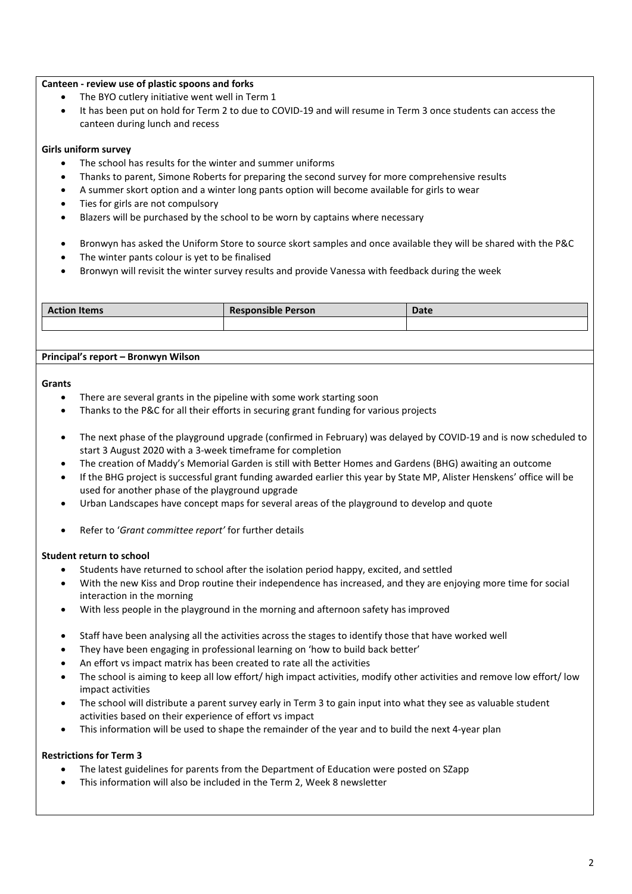**Canteen - review use of plastic spoons and forks**

- The BYO cutlery initiative went well in Term 1
- It has been put on hold for Term 2 to due to COVID-19 and will resume in Term 3 once students can access the canteen during lunch and recess

**Girls uniform survey**

- The school has results for the winter and summer uniforms
- Thanks to parent, Simone Roberts for preparing the second survey for more comprehensive results
- A summer skort option and a winter long pants option will become available for girls to wear
- Ties for girls are not compulsory
- Blazers will be purchased by the school to be worn by captains where necessary

- Bronwyn has asked the Uniform Store to source skort samples and once available they will be shared with the P&C
- The winter pants colour is yet to be finalised
- Bronwyn will revisit the winter survey results and provide Vanessa with feedback during the week

| Action Items | Responsible Person | Date |
| --- | --- | --- |
| | | |

**Principal's report – Bronwyn Wilson**

**Grants**

- There are several grants in the pipeline with some work starting soon
- Thanks to the P&C for all their efforts in securing grant funding for various projects

- The next phase of the playground upgrade (confirmed in February) was delayed by COVID-19 and is now scheduled to start 3 August 2020 with a 3-week timeframe for completion
- The creation of Maddy's Memorial Garden is still with Better Homes and Gardens (BHG) awaiting an outcome
- If the BHG project is successful grant funding awarded earlier this year by State MP, Alister Henskens' office will be used for another phase of the playground upgrade
- Urban Landscapes have concept maps for several areas of the playground to develop and quote

- Refer to '*Grant committee report'* for further details

**Student return to school**

- Students have returned to school after the isolation period happy, excited, and settled
- With the new Kiss and Drop routine their independence has increased, and they are enjoying more time for social interaction in the morning
- With less people in the playground in the morning and afternoon safety has improved

- Staff have been analysing all the activities across the stages to identify those that have worked well
- They have been engaging in professional learning on 'how to build back better'
- An effort vs impact matrix has been created to rate all the activities
- The school is aiming to keep all low effort/ high impact activities, modify other activities and remove low effort/ low impact activities
- The school will distribute a parent survey early in Term 3 to gain input into what they see as valuable student activities based on their experience of effort vs impact
- This information will be used to shape the remainder of the year and to build the next 4-year plan

**Restrictions for Term 3**

- The latest guidelines for parents from the Department of Education were posted on SZapp
- This information will also be included in the Term 2, Week 8 newsletter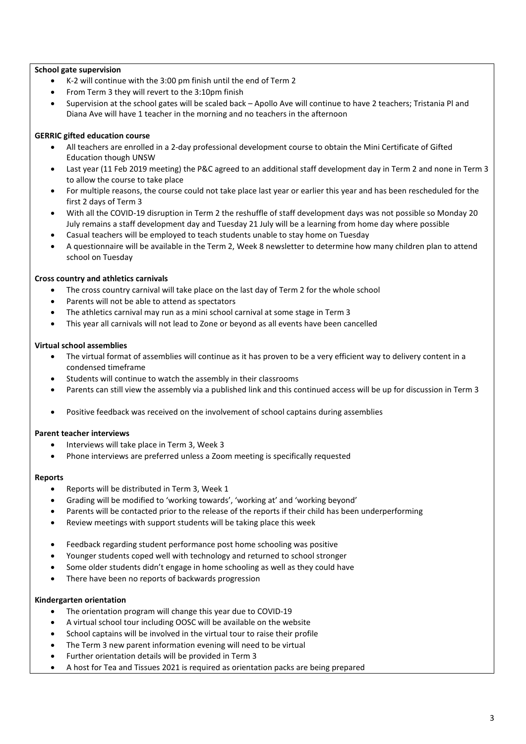**School gate supervision**

- K-2 will continue with the 3:00 pm finish until the end of Term 2
- From Term 3 they will revert to the 3:10pm finish
- Supervision at the school gates will be scaled back – Apollo Ave will continue to have 2 teachers; Tristania Pl and Diana Ave will have 1 teacher in the morning and no teachers in the afternoon

**GERRIC gifted education course**

- All teachers are enrolled in a 2-day professional development course to obtain the Mini Certificate of Gifted Education though UNSW
- Last year (11 Feb 2019 meeting) the P&C agreed to an additional staff development day in Term 2 and none in Term 3 to allow the course to take place
- For multiple reasons, the course could not take place last year or earlier this year and has been rescheduled for the first 2 days of Term 3
- With all the COVID-19 disruption in Term 2 the reshuffle of staff development days was not possible so Monday 20 July remains a staff development day and Tuesday 21 July will be a learning from home day where possible
- Casual teachers will be employed to teach students unable to stay home on Tuesday
- A questionnaire will be available in the Term 2, Week 8 newsletter to determine how many children plan to attend school on Tuesday

**Cross country and athletics carnivals**

- The cross country carnival will take place on the last day of Term 2 for the whole school
- Parents will not be able to attend as spectators
- The athletics carnival may run as a mini school carnival at some stage in Term 3
- This year all carnivals will not lead to Zone or beyond as all events have been cancelled

**Virtual school assemblies**

- The virtual format of assemblies will continue as it has proven to be a very efficient way to delivery content in a condensed timeframe
- Students will continue to watch the assembly in their classrooms
- Parents can still view the assembly via a published link and this continued access will be up for discussion in Term 3
- Positive feedback was received on the involvement of school captains during assemblies

**Parent teacher interviews**

- Interviews will take place in Term 3, Week 3
- Phone interviews are preferred unless a Zoom meeting is specifically requested

**Reports**

- Reports will be distributed in Term 3, Week 1
- Grading will be modified to 'working towards', 'working at' and 'working beyond'
- Parents will be contacted prior to the release of the reports if their child has been underperforming
- Review meetings with support students will be taking place this week
- Feedback regarding student performance post home schooling was positive
- Younger students coped well with technology and returned to school stronger
- Some older students didn't engage in home schooling as well as they could have
- There have been no reports of backwards progression

**Kindergarten orientation**

- The orientation program will change this year due to COVID-19
- A virtual school tour including OOSC will be available on the website
- School captains will be involved in the virtual tour to raise their profile
- The Term 3 new parent information evening will need to be virtual
- Further orientation details will be provided in Term 3
- A host for Tea and Tissues 2021 is required as orientation packs are being prepared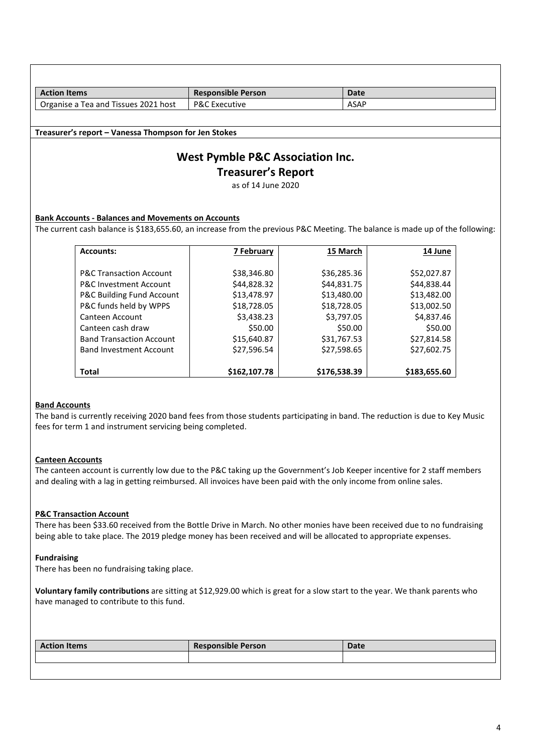| Action Items | Responsible Person | Date |
| --- | --- | --- |
| Organise a Tea and Tissues 2021 host | P&C Executive | ASAP |

**Treasurer's report – Vanessa Thompson for Jen Stokes**

## West Pymble P&C Association Inc.
## Treasurer's Report

as of 14 June 2020

**Bank Accounts - Balances and Movements on Accounts**

The current cash balance is $183,655.60, an increase from the previous P&C Meeting. The balance is made up of the following:

| Accounts: | 7 February | 15 March | 14 June |
| --- | --- | --- | --- |
| P&C Transaction Account | $38,346.80 | $36,285.36 | $52,027.87 |
| P&C Investment Account | $44,828.32 | $44,831.75 | $44,838.44 |
| P&C Building Fund Account | $13,478.97 | $13,480.00 | $13,482.00 |
| P&C funds held by WPPS | $18,728.05 | $18,728.05 | $13,002.50 |
| Canteen Account | $3,438.23 | $3,797.05 | $4,837.46 |
| Canteen cash draw | $50.00 | $50.00 | $50.00 |
| Band Transaction Account | $15,640.87 | $31,767.53 | $27,814.58 |
| Band Investment Account | $27,596.54 | $27,598.65 | $27,602.75 |
| **Total** | **$162,107.78** | **$176,538.39** | **$183,655.60** |

**Band Accounts**

The band is currently receiving 2020 band fees from those students participating in band. The reduction is due to Key Music fees for term 1 and instrument servicing being completed.

**Canteen Accounts**

The canteen account is currently low due to the P&C taking up the Government's Job Keeper incentive for 2 staff members and dealing with a lag in getting reimbursed. All invoices have been paid with the only income from online sales.

**P&C Transaction Account**

There has been $33.60 received from the Bottle Drive in March. No other monies have been received due to no fundraising being able to take place. The 2019 pledge money has been received and will be allocated to appropriate expenses.

**Fundraising**

There has been no fundraising taking place.

**Voluntary family contributions** are sitting at $12,929.00 which is great for a slow start to the year. We thank parents who have managed to contribute to this fund.

| Action Items | Responsible Person | Date |
| --- | --- | --- |
| | | |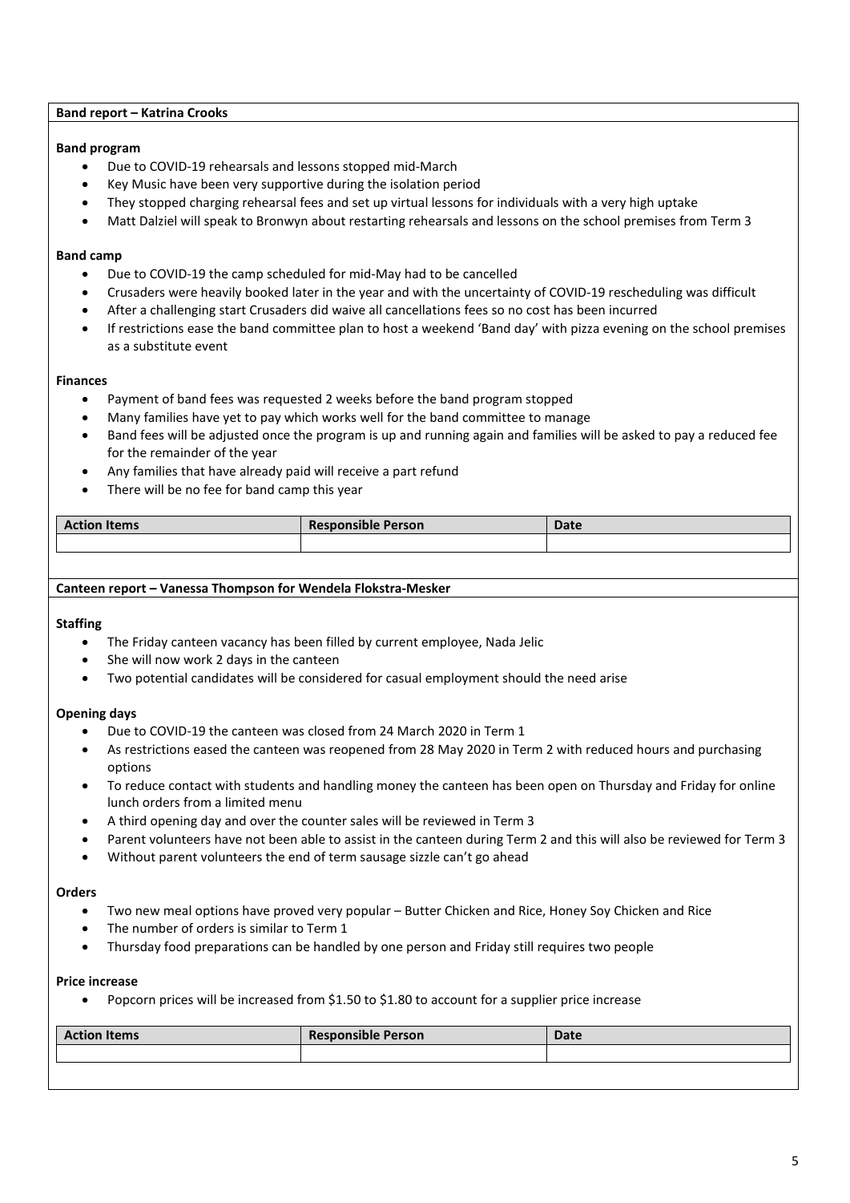**Band report – Katrina Crooks**

**Band program**

- Due to COVID-19 rehearsals and lessons stopped mid-March
- Key Music have been very supportive during the isolation period
- They stopped charging rehearsal fees and set up virtual lessons for individuals with a very high uptake
- Matt Dalziel will speak to Bronwyn about restarting rehearsals and lessons on the school premises from Term 3

**Band camp**

- Due to COVID-19 the camp scheduled for mid-May had to be cancelled
- Crusaders were heavily booked later in the year and with the uncertainty of COVID-19 rescheduling was difficult
- After a challenging start Crusaders did waive all cancellations fees so no cost has been incurred
- If restrictions ease the band committee plan to host a weekend 'Band day' with pizza evening on the school premises as a substitute event

**Finances**

- Payment of band fees was requested 2 weeks before the band program stopped
- Many families have yet to pay which works well for the band committee to manage
- Band fees will be adjusted once the program is up and running again and families will be asked to pay a reduced fee for the remainder of the year
- Any families that have already paid will receive a part refund
- There will be no fee for band camp this year

| Action Items | Responsible Person | Date |
|---|---|---|
| | | |

**Canteen report – Vanessa Thompson for Wendela Flokstra-Mesker**

**Staffing**

- The Friday canteen vacancy has been filled by current employee, Nada Jelic
- She will now work 2 days in the canteen
- Two potential candidates will be considered for casual employment should the need arise

**Opening days**

- Due to COVID-19 the canteen was closed from 24 March 2020 in Term 1
- As restrictions eased the canteen was reopened from 28 May 2020 in Term 2 with reduced hours and purchasing options
- To reduce contact with students and handling money the canteen has been open on Thursday and Friday for online lunch orders from a limited menu
- A third opening day and over the counter sales will be reviewed in Term 3
- Parent volunteers have not been able to assist in the canteen during Term 2 and this will also be reviewed for Term 3
- Without parent volunteers the end of term sausage sizzle can't go ahead

**Orders**

- Two new meal options have proved very popular – Butter Chicken and Rice, Honey Soy Chicken and Rice
- The number of orders is similar to Term 1
- Thursday food preparations can be handled by one person and Friday still requires two people

**Price increase**

- Popcorn prices will be increased from $1.50 to $1.80 to account for a supplier price increase

| Action Items | Responsible Person | Date |
|---|---|---|
| | | |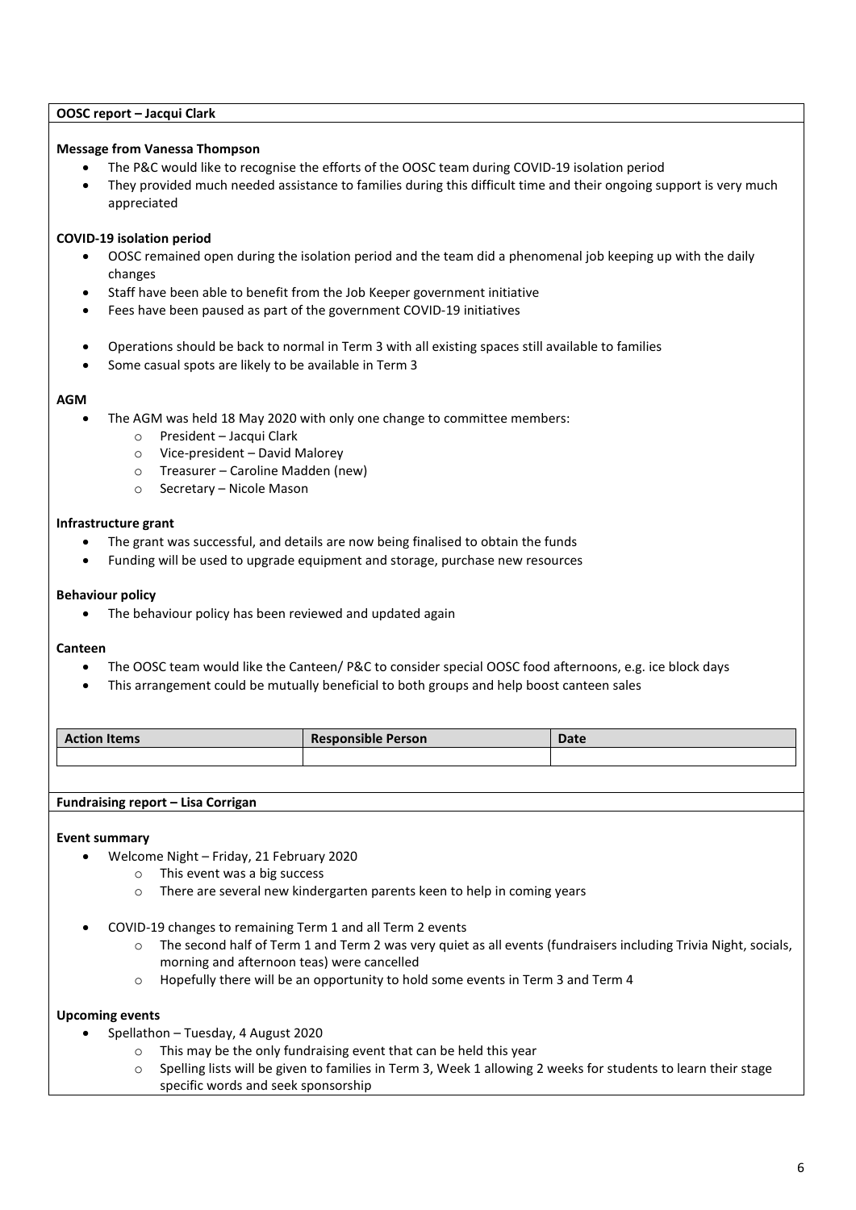## OOSC report – Jacqui Clark

**Message from Vanessa Thompson**

- The P&C would like to recognise the efforts of the OOSC team during COVID-19 isolation period
- They provided much needed assistance to families during this difficult time and their ongoing support is very much appreciated

**COVID-19 isolation period**

- OOSC remained open during the isolation period and the team did a phenomenal job keeping up with the daily changes
- Staff have been able to benefit from the Job Keeper government initiative
- Fees have been paused as part of the government COVID-19 initiatives

- Operations should be back to normal in Term 3 with all existing spaces still available to families
- Some casual spots are likely to be available in Term 3

**AGM**

- The AGM was held 18 May 2020 with only one change to committee members:
  - President – Jacqui Clark
  - Vice-president – David Malorey
  - Treasurer – Caroline Madden (new)
  - Secretary – Nicole Mason

**Infrastructure grant**

- The grant was successful, and details are now being finalised to obtain the funds
- Funding will be used to upgrade equipment and storage, purchase new resources

**Behaviour policy**

- The behaviour policy has been reviewed and updated again

**Canteen**

- The OOSC team would like the Canteen/ P&C to consider special OOSC food afternoons, e.g. ice block days
- This arrangement could be mutually beneficial to both groups and help boost canteen sales

| Action Items | Responsible Person | Date |
| --- | --- | --- |
| | | |

## Fundraising report – Lisa Corrigan

**Event summary**

- Welcome Night – Friday, 21 February 2020
  - This event was a big success
  - There are several new kindergarten parents keen to help in coming years

- COVID-19 changes to remaining Term 1 and all Term 2 events
  - The second half of Term 1 and Term 2 was very quiet as all events (fundraisers including Trivia Night, socials, morning and afternoon teas) were cancelled
  - Hopefully there will be an opportunity to hold some events in Term 3 and Term 4

**Upcoming events**

- Spellathon – Tuesday, 4 August 2020
  - This may be the only fundraising event that can be held this year
  - Spelling lists will be given to families in Term 3, Week 1 allowing 2 weeks for students to learn their stage specific words and seek sponsorship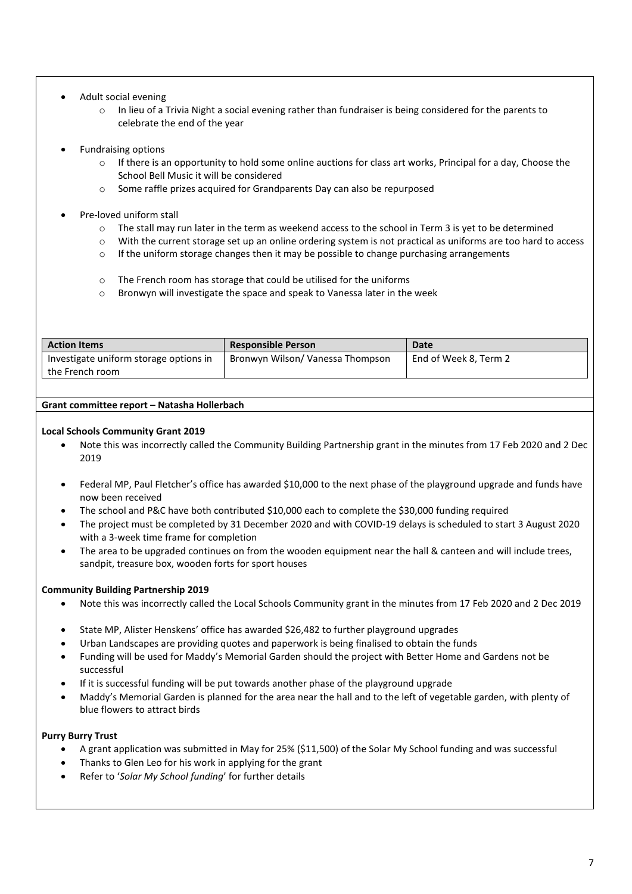- Adult social evening
    - In lieu of a Trivia Night a social evening rather than fundraiser is being considered for the parents to celebrate the end of the year

- Fundraising options
    - If there is an opportunity to hold some online auctions for class art works, Principal for a day, Choose the School Bell Music it will be considered
    - Some raffle prizes acquired for Grandparents Day can also be repurposed

- Pre-loved uniform stall
    - The stall may run later in the term as weekend access to the school in Term 3 is yet to be determined
    - With the current storage set up an online ordering system is not practical as uniforms are too hard to access
    - If the uniform storage changes then it may be possible to change purchasing arrangements
    - The French room has storage that could be utilised for the uniforms
    - Bronwyn will investigate the space and speak to Vanessa later in the week

| Action Items | Responsible Person | Date |
| --- | --- | --- |
| Investigate uniform storage options in the French room | Bronwyn Wilson/ Vanessa Thompson | End of Week 8, Term 2 |

**Grant committee report – Natasha Hollerbach**

**Local Schools Community Grant 2019**

- Note this was incorrectly called the Community Building Partnership grant in the minutes from 17 Feb 2020 and 2 Dec 2019
- Federal MP, Paul Fletcher's office has awarded $10,000 to the next phase of the playground upgrade and funds have now been received
- The school and P&C have both contributed $10,000 each to complete the $30,000 funding required
- The project must be completed by 31 December 2020 and with COVID-19 delays is scheduled to start 3 August 2020 with a 3-week time frame for completion
- The area to be upgraded continues on from the wooden equipment near the hall & canteen and will include trees, sandpit, treasure box, wooden forts for sport houses

**Community Building Partnership 2019**

- Note this was incorrectly called the Local Schools Community grant in the minutes from 17 Feb 2020 and 2 Dec 2019
- State MP, Alister Henskens' office has awarded $26,482 to further playground upgrades
- Urban Landscapes are providing quotes and paperwork is being finalised to obtain the funds
- Funding will be used for Maddy's Memorial Garden should the project with Better Home and Gardens not be successful
- If it is successful funding will be put towards another phase of the playground upgrade
- Maddy's Memorial Garden is planned for the area near the hall and to the left of vegetable garden, with plenty of blue flowers to attract birds

**Purry Burry Trust**

- A grant application was submitted in May for 25% ($11,500) of the Solar My School funding and was successful
- Thanks to Glen Leo for his work in applying for the grant
- Refer to '*Solar My School funding*' for further details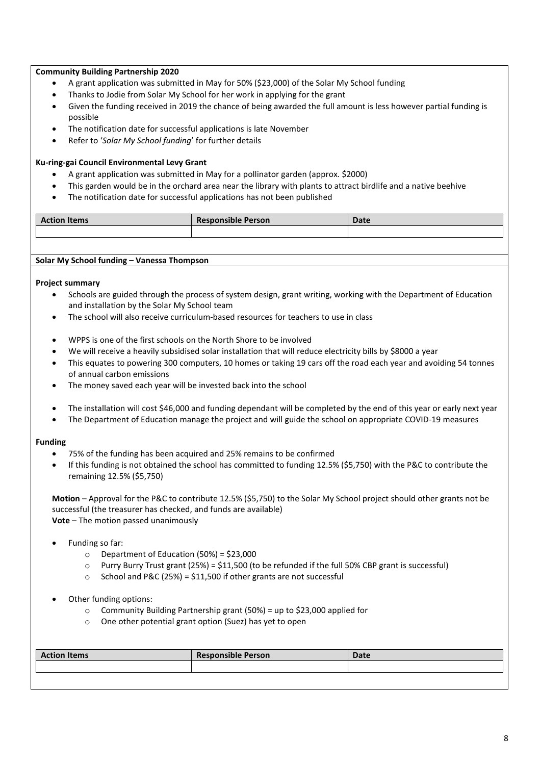**Community Building Partnership 2020**

- A grant application was submitted in May for 50% ($23,000) of the Solar My School funding
- Thanks to Jodie from Solar My School for her work in applying for the grant
- Given the funding received in 2019 the chance of being awarded the full amount is less however partial funding is possible
- The notification date for successful applications is late November
- Refer to '*Solar My School funding*' for further details

**Ku-ring-gai Council Environmental Levy Grant**

- A grant application was submitted in May for a pollinator garden (approx. $2000)
- This garden would be in the orchard area near the library with plants to attract birdlife and a native beehive
- The notification date for successful applications has not been published

| Action Items | Responsible Person | Date |
|---|---|---|
| | | |

**Solar My School funding – Vanessa Thompson**

**Project summary**

- Schools are guided through the process of system design, grant writing, working with the Department of Education and installation by the Solar My School team
- The school will also receive curriculum-based resources for teachers to use in class

- WPPS is one of the first schools on the North Shore to be involved
- We will receive a heavily subsidised solar installation that will reduce electricity bills by $8000 a year
- This equates to powering 300 computers, 10 homes or taking 19 cars off the road each year and avoiding 54 tonnes of annual carbon emissions
- The money saved each year will be invested back into the school

- The installation will cost $46,000 and funding dependant will be completed by the end of this year or early next year
- The Department of Education manage the project and will guide the school on appropriate COVID-19 measures

**Funding**

- 75% of the funding has been acquired and 25% remains to be confirmed
- If this funding is not obtained the school has committed to funding 12.5% ($5,750) with the P&C to contribute the remaining 12.5% ($5,750)

**Motion** – Approval for the P&C to contribute 12.5% ($5,750) to the Solar My School project should other grants not be successful (the treasurer has checked, and funds are available)
**Vote** – The motion passed unanimously

- Funding so far:
  - Department of Education (50%) = $23,000
  - Purry Burry Trust grant (25%) = $11,500 (to be refunded if the full 50% CBP grant is successful)
  - School and P&C (25%) = $11,500 if other grants are not successful

- Other funding options:
  - Community Building Partnership grant (50%) = up to $23,000 applied for
  - One other potential grant option (Suez) has yet to open

| Action Items | Responsible Person | Date |
|---|---|---|
| | | |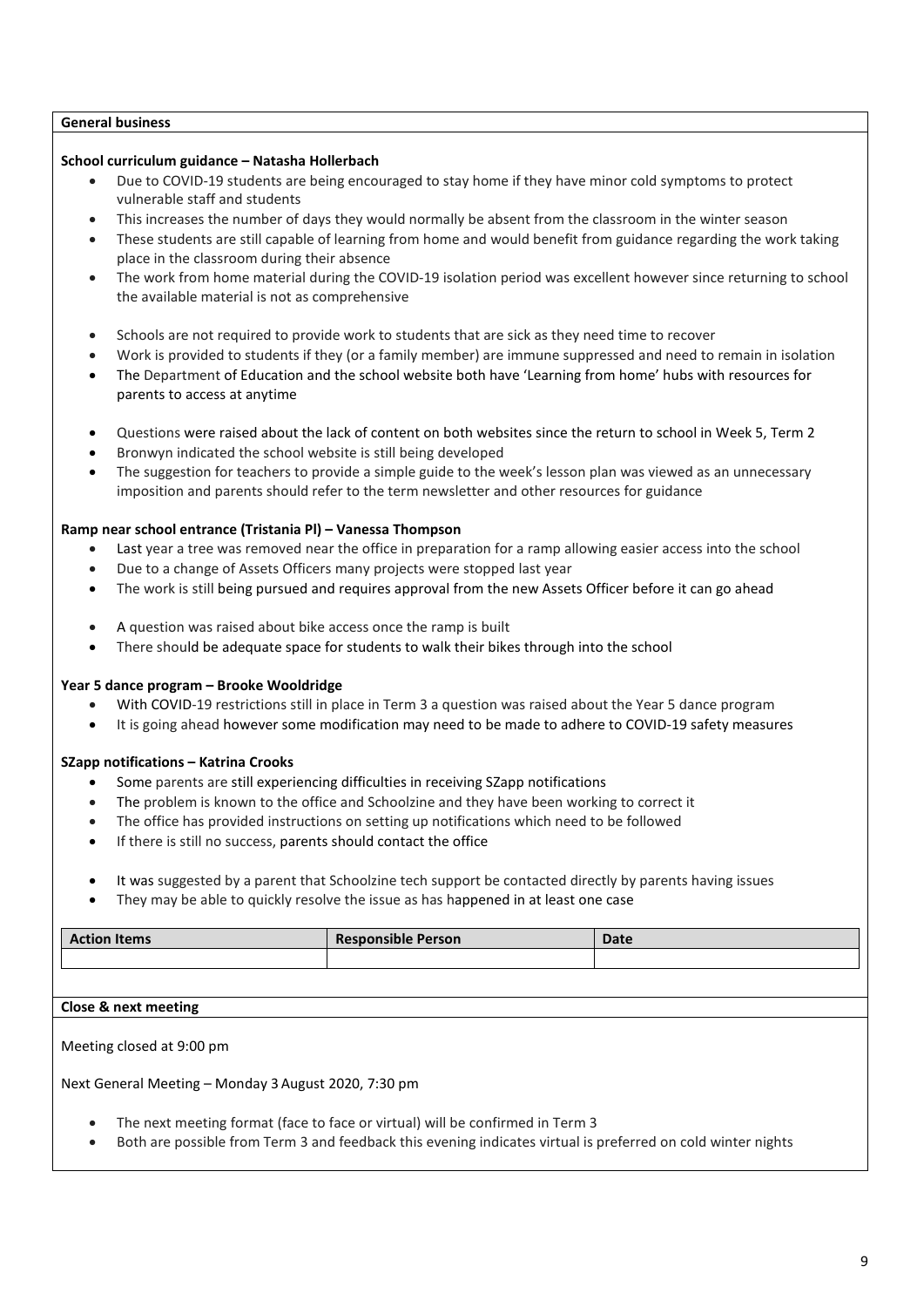**General business**

**School curriculum guidance – Natasha Hollerbach**

- Due to COVID-19 students are being encouraged to stay home if they have minor cold symptoms to protect vulnerable staff and students
- This increases the number of days they would normally be absent from the classroom in the winter season
- These students are still capable of learning from home and would benefit from guidance regarding the work taking place in the classroom during their absence
- The work from home material during the COVID-19 isolation period was excellent however since returning to school the available material is not as comprehensive

- Schools are not required to provide work to students that are sick as they need time to recover
- Work is provided to students if they (or a family member) are immune suppressed and need to remain in isolation
- The Department of Education and the school website both have 'Learning from home' hubs with resources for parents to access at anytime

- Questions were raised about the lack of content on both websites since the return to school in Week 5, Term 2
- Bronwyn indicated the school website is still being developed
- The suggestion for teachers to provide a simple guide to the week's lesson plan was viewed as an unnecessary imposition and parents should refer to the term newsletter and other resources for guidance

**Ramp near school entrance (Tristania Pl) – Vanessa Thompson**

- Last year a tree was removed near the office in preparation for a ramp allowing easier access into the school
- Due to a change of Assets Officers many projects were stopped last year
- The work is still being pursued and requires approval from the new Assets Officer before it can go ahead

- A question was raised about bike access once the ramp is built
- There should be adequate space for students to walk their bikes through into the school

**Year 5 dance program – Brooke Wooldridge**

- With COVID-19 restrictions still in place in Term 3 a question was raised about the Year 5 dance program
- It is going ahead however some modification may need to be made to adhere to COVID-19 safety measures

**SZapp notifications – Katrina Crooks**

- Some parents are still experiencing difficulties in receiving SZapp notifications
- The problem is known to the office and Schoolzine and they have been working to correct it
- The office has provided instructions on setting up notifications which need to be followed
- If there is still no success, parents should contact the office

- It was suggested by a parent that Schoolzine tech support be contacted directly by parents having issues
- They may be able to quickly resolve the issue as has happened in at least one case

| Action Items | Responsible Person | Date |
|---|---|---|
| | | |

**Close & next meeting**

Meeting closed at 9:00 pm

Next General Meeting – Monday 3 August 2020, 7:30 pm

- The next meeting format (face to face or virtual) will be confirmed in Term 3
- Both are possible from Term 3 and feedback this evening indicates virtual is preferred on cold winter nights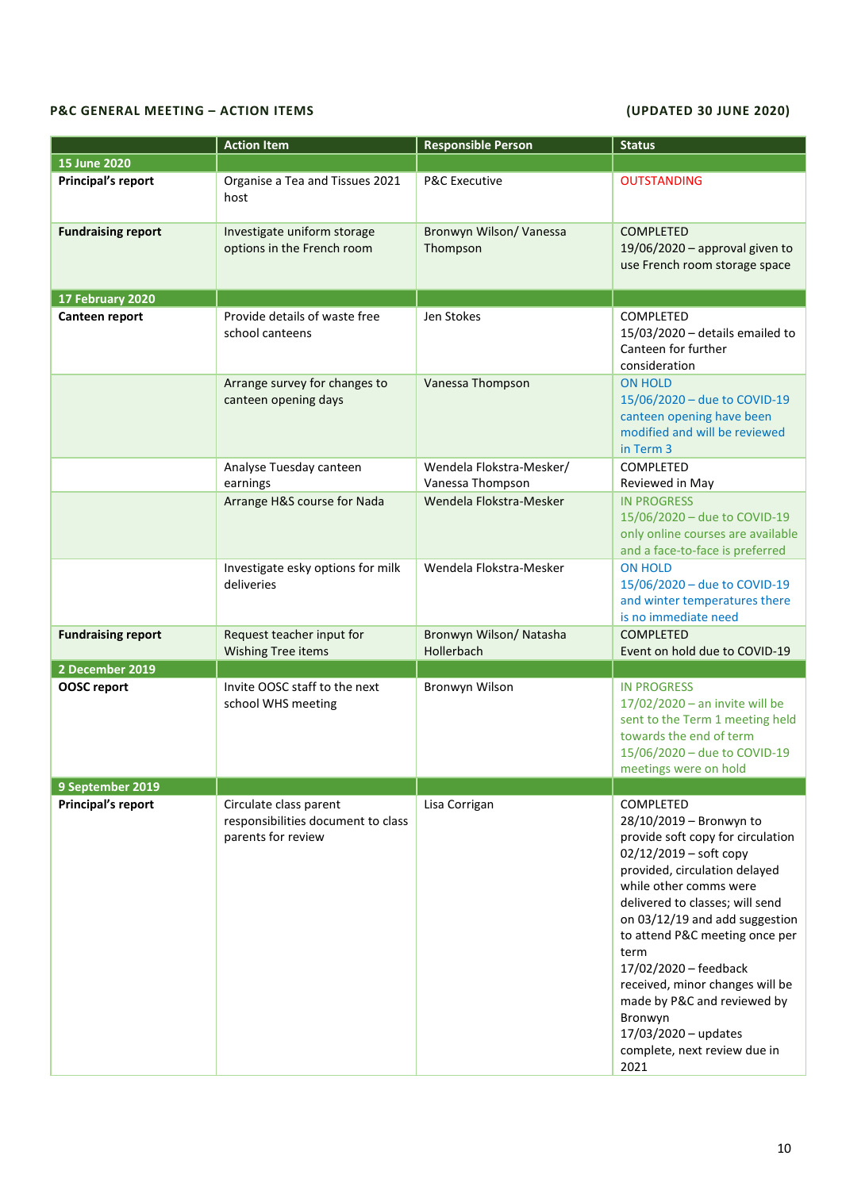**P&C GENERAL MEETING – ACTION ITEMS** **(UPDATED 30 JUNE 2020)**

| | Action Item | Responsible Person | Status |
|---|---|---|---|
| **15 June 2020** | | | |
| **Principal's report** | Organise a Tea and Tissues 2021 host | P&C Executive | OUTSTANDING |
| **Fundraising report** | Investigate uniform storage options in the French room | Bronwyn Wilson/ Vanessa Thompson | COMPLETED<br>19/06/2020 – approval given to use French room storage space |
| **17 February 2020** | | | |
| **Canteen report** | Provide details of waste free school canteens | Jen Stokes | COMPLETED<br>15/03/2020 – details emailed to Canteen for further consideration |
| | Arrange survey for changes to canteen opening days | Vanessa Thompson | ON HOLD<br>15/06/2020 – due to COVID-19 canteen opening have been modified and will be reviewed in Term 3 |
| | Analyse Tuesday canteen earnings | Wendela Flokstra-Mesker/ Vanessa Thompson | COMPLETED<br>Reviewed in May |
| | Arrange H&S course for Nada | Wendela Flokstra-Mesker | IN PROGRESS<br>15/06/2020 – due to COVID-19 only online courses are available and a face-to-face is preferred |
| | Investigate esky options for milk deliveries | Wendela Flokstra-Mesker | ON HOLD<br>15/06/2020 – due to COVID-19 and winter temperatures there is no immediate need |
| **Fundraising report** | Request teacher input for Wishing Tree items | Bronwyn Wilson/ Natasha Hollerbach | COMPLETED<br>Event on hold due to COVID-19 |
| **2 December 2019** | | | |
| **OOSC report** | Invite OOSC staff to the next school WHS meeting | Bronwyn Wilson | IN PROGRESS<br>17/02/2020 – an invite will be sent to the Term 1 meeting held towards the end of term<br>15/06/2020 – due to COVID-19 meetings were on hold |
| **9 September 2019** | | | |
| **Principal's report** | Circulate class parent responsibilities document to class parents for review | Lisa Corrigan | COMPLETED<br>28/10/2019 – Bronwyn to provide soft copy for circulation<br>02/12/2019 – soft copy provided, circulation delayed while other comms were delivered to classes; will send on 03/12/19 and add suggestion to attend P&C meeting once per term<br>17/02/2020 – feedback received, minor changes will be made by P&C and reviewed by Bronwyn<br>17/03/2020 – updates complete, next review due in 2021 |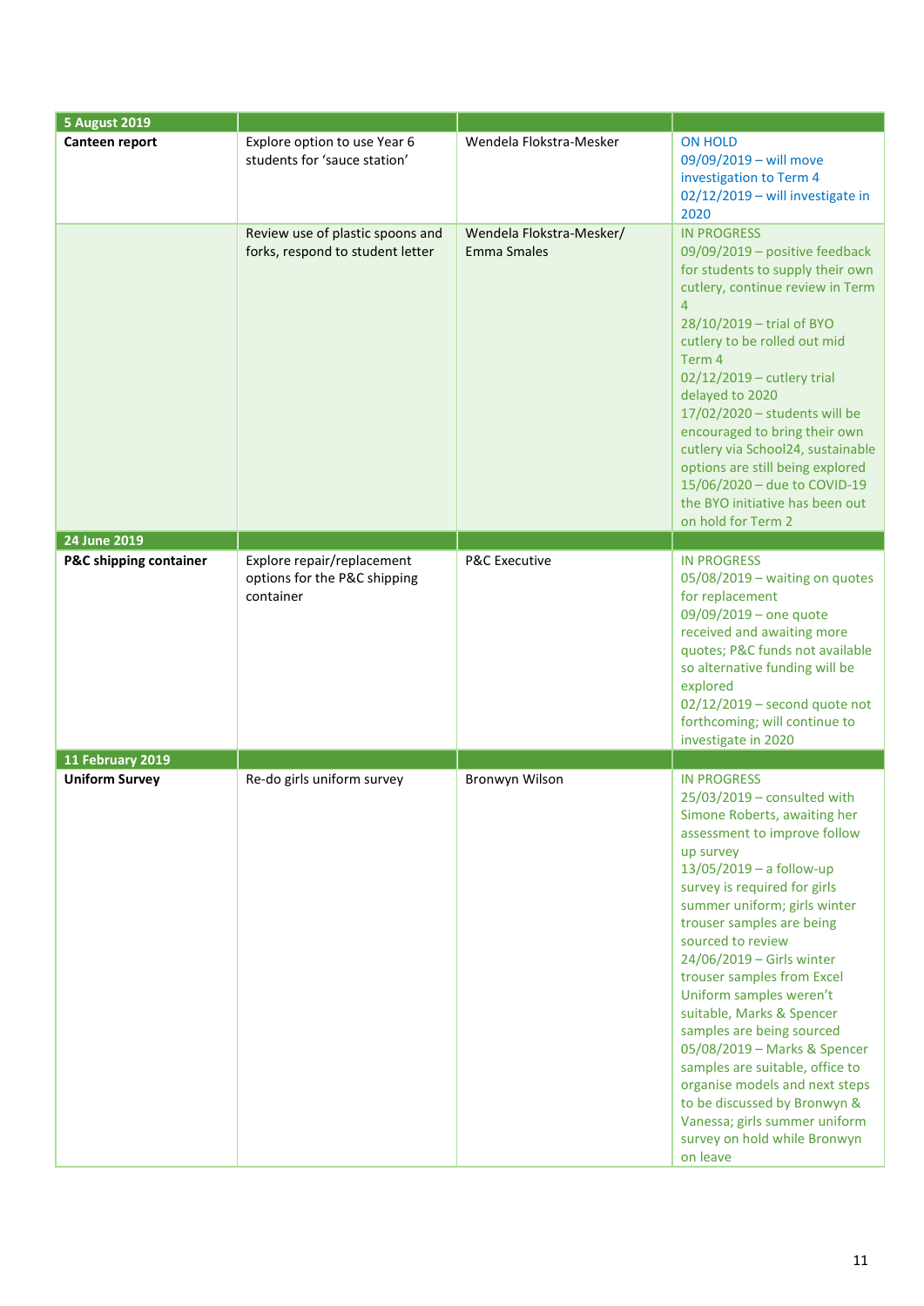| 5 August 2019 | | | |
|---|---|---|---|
| **Canteen report** | Explore option to use Year 6 students for 'sauce station' | Wendela Flokstra-Mesker | ON HOLD<br>09/09/2019 – will move investigation to Term 4<br>02/12/2019 – will investigate in 2020 |
| | Review use of plastic spoons and forks, respond to student letter | Wendela Flokstra-Mesker/ Emma Smales | IN PROGRESS<br>09/09/2019 – positive feedback for students to supply their own cutlery, continue review in Term 4<br>28/10/2019 – trial of BYO cutlery to be rolled out mid Term 4<br>02/12/2019 – cutlery trial delayed to 2020<br>17/02/2020 – students will be encouraged to bring their own cutlery via School24, sustainable options are still being explored<br>15/06/2020 – due to COVID-19 the BYO initiative has been out on hold for Term 2 |
| **24 June 2019** | | | |
| **P&C shipping container** | Explore repair/replacement options for the P&C shipping container | P&C Executive | IN PROGRESS<br>05/08/2019 – waiting on quotes for replacement<br>09/09/2019 – one quote received and awaiting more quotes; P&C funds not available so alternative funding will be explored<br>02/12/2019 – second quote not forthcoming; will continue to investigate in 2020 |
| **11 February 2019** | | | |
| **Uniform Survey** | Re-do girls uniform survey | Bronwyn Wilson | IN PROGRESS<br>25/03/2019 – consulted with Simone Roberts, awaiting her assessment to improve follow up survey<br>13/05/2019 – a follow-up survey is required for girls summer uniform; girls winter trouser samples are being sourced to review<br>24/06/2019 – Girls winter trouser samples from Excel Uniform samples weren't suitable, Marks & Spencer samples are being sourced<br>05/08/2019 – Marks & Spencer samples are suitable, office to organise models and next steps to be discussed by Bronwyn & Vanessa; girls summer uniform survey on hold while Bronwyn on leave |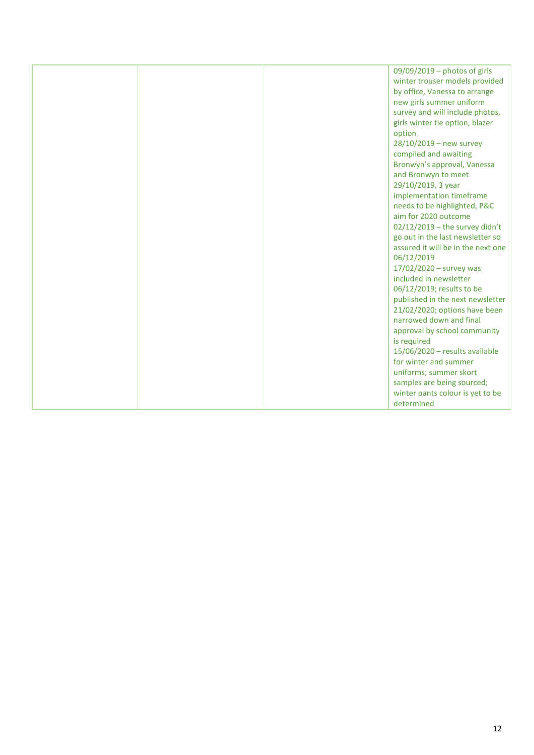| | | | |
|---|---|---|---|
| | | | 09/09/2019 – photos of girls winter trouser models provided by office, Vanessa to arrange new girls summer uniform survey and will include photos, girls winter tie option, blazer option<br>28/10/2019 – new survey compiled and awaiting Bronwyn's approval, Vanessa and Bronwyn to meet 29/10/2019, 3 year implementation timeframe needs to be highlighted, P&C aim for 2020 outcome<br>02/12/2019 – the survey didn't go out in the last newsletter so assured it will be in the next one 06/12/2019<br>17/02/2020 – survey was included in newsletter 06/12/2019; results to be published in the next newsletter 21/02/2020; options have been narrowed down and final approval by school community is required<br>15/06/2020 – results available for winter and summer uniforms; summer skort samples are being sourced; winter pants colour is yet to be determined |